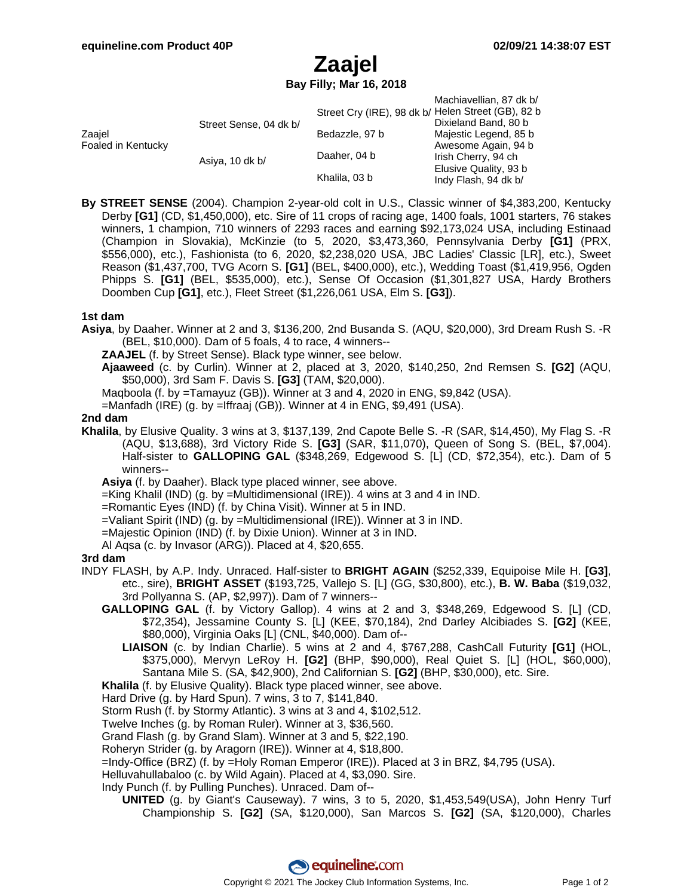equineline.com Product 40P — 02/09/21 14:38:07 EST

# Zaajel

**Bay Filly; Mar 16, 2018**

| | | | |
|---|---|---|---|
| Zaajel Foaled in Kentucky | Street Sense, 04 dk b/ | Street Cry (IRE), 98 dk b/ | Machiavellian, 87 dk b/ |
| | | | Helen Street (GB), 82 b |
| | | Bedazzle, 97 b | Dixieland Band, 80 b |
| | | | Majestic Legend, 85 b |
| | Asiya, 10 dk b/ | Daaher, 04 b | Awesome Again, 94 b |
| | | | Irish Cherry, 94 ch |
| | | Khalila, 03 b | Elusive Quality, 93 b |
| | | | Indy Flash, 94 dk b/ |

**By STREET SENSE** (2004). Champion 2-year-old colt in U.S., Classic winner of $4,383,200, Kentucky Derby **[G1]** (CD, $1,450,000), etc. Sire of 11 crops of racing age, 1400 foals, 1001 starters, 76 stakes winners, 1 champion, 710 winners of 2293 races and earning $92,173,024 USA, including Estinaad (Champion in Slovakia), McKinzie (to 5, 2020, $3,473,360, Pennsylvania Derby **[G1]** (PRX, $556,000), etc.), Fashionista (to 6, 2020, $2,238,020 USA, JBC Ladies' Classic [LR], etc.), Sweet Reason ($1,437,700, TVG Acorn S. **[G1]** (BEL, $400,000), etc.), Wedding Toast ($1,419,956, Ogden Phipps S. **[G1]** (BEL, $535,000), etc.), Sense Of Occasion ($1,301,827 USA, Hardy Brothers Doomben Cup **[G1]**, etc.), Fleet Street ($1,226,061 USA, Elm S. **[G3]**).

### 1st dam

**Asiya**, by Daaher. Winner at 2 and 3, $136,200, 2nd Busanda S. (AQU, $20,000), 3rd Dream Rush S. -R (BEL, $10,000). Dam of 5 foals, 4 to race, 4 winners--

- **ZAAJEL** (f. by Street Sense). Black type winner, see below.
- **Ajaaweed** (c. by Curlin). Winner at 2, placed at 3, 2020, $140,250, 2nd Remsen S. **[G2]** (AQU, $50,000), 3rd Sam F. Davis S. **[G3]** (TAM, $20,000).
- Maqboola (f. by =Tamayuz (GB)). Winner at 3 and 4, 2020 in ENG, $9,842 (USA).
- =Manfadh (IRE) (g. by =Iffraaj (GB)). Winner at 4 in ENG, $9,491 (USA).

### 2nd dam

**Khalila**, by Elusive Quality. 3 wins at 3, $137,139, 2nd Capote Belle S. -R (SAR, $14,450), My Flag S. -R (AQU, $13,688), 3rd Victory Ride S. **[G3]** (SAR, $11,070), Queen of Song S. (BEL, $7,004). Half-sister to **GALLOPING GAL** ($348,269, Edgewood S. [L] (CD, $72,354), etc.). Dam of 5 winners--

- **Asiya** (f. by Daaher). Black type placed winner, see above.
- =King Khalil (IND) (g. by =Multidimensional (IRE)). 4 wins at 3 and 4 in IND.
- =Romantic Eyes (IND) (f. by China Visit). Winner at 5 in IND.
- =Valiant Spirit (IND) (g. by =Multidimensional (IRE)). Winner at 3 in IND.
- =Majestic Opinion (IND) (f. by Dixie Union). Winner at 3 in IND.
- Al Aqsa (c. by Invasor (ARG)). Placed at 4, $20,655.

### 3rd dam

INDY FLASH, by A.P. Indy. Unraced. Half-sister to **BRIGHT AGAIN** ($252,339, Equipoise Mile H. **[G3]**, etc., sire), **BRIGHT ASSET** ($193,725, Vallejo S. [L] (GG, $30,800), etc.), **B. W. Baba** ($19,032, 3rd Pollyanna S. (AP, $2,997)). Dam of 7 winners--

- **GALLOPING GAL** (f. by Victory Gallop). 4 wins at 2 and 3, $348,269, Edgewood S. [L] (CD, $72,354), Jessamine County S. [L] (KEE, $70,184), 2nd Darley Alcibiades S. **[G2]** (KEE, $80,000), Virginia Oaks [L] (CNL, $40,000). Dam of--
  - **LIAISON** (c. by Indian Charlie). 5 wins at 2 and 4, $767,288, CashCall Futurity **[G1]** (HOL, $375,000), Mervyn LeRoy H. **[G2]** (BHP, $90,000), Real Quiet S. [L] (HOL, $60,000), Santana Mile S. (SA, $42,900), 2nd Californian S. **[G2]** (BHP, $30,000), etc. Sire.
- **Khalila** (f. by Elusive Quality). Black type placed winner, see above.
- Hard Drive (g. by Hard Spun). 7 wins, 3 to 7, $141,840.
- Storm Rush (f. by Stormy Atlantic). 3 wins at 3 and 4, $102,512.
- Twelve Inches (g. by Roman Ruler). Winner at 3, $36,560.
- Grand Flash (g. by Grand Slam). Winner at 3 and 5, $22,190.
- Roheryn Strider (g. by Aragorn (IRE)). Winner at 4, $18,800.
- =Indy-Office (BRZ) (f. by =Holy Roman Emperor (IRE)). Placed at 3 in BRZ, $4,795 (USA).
- Helluvahullabaloo (c. by Wild Again). Placed at 4, $3,090. Sire.
- Indy Punch (f. by Pulling Punches). Unraced. Dam of--
  - **UNITED** (g. by Giant's Causeway). 7 wins, 3 to 5, 2020, $1,453,549(USA), John Henry Turf Championship S. **[G2]** (SA, $120,000), San Marcos S. **[G2]** (SA, $120,000), Charles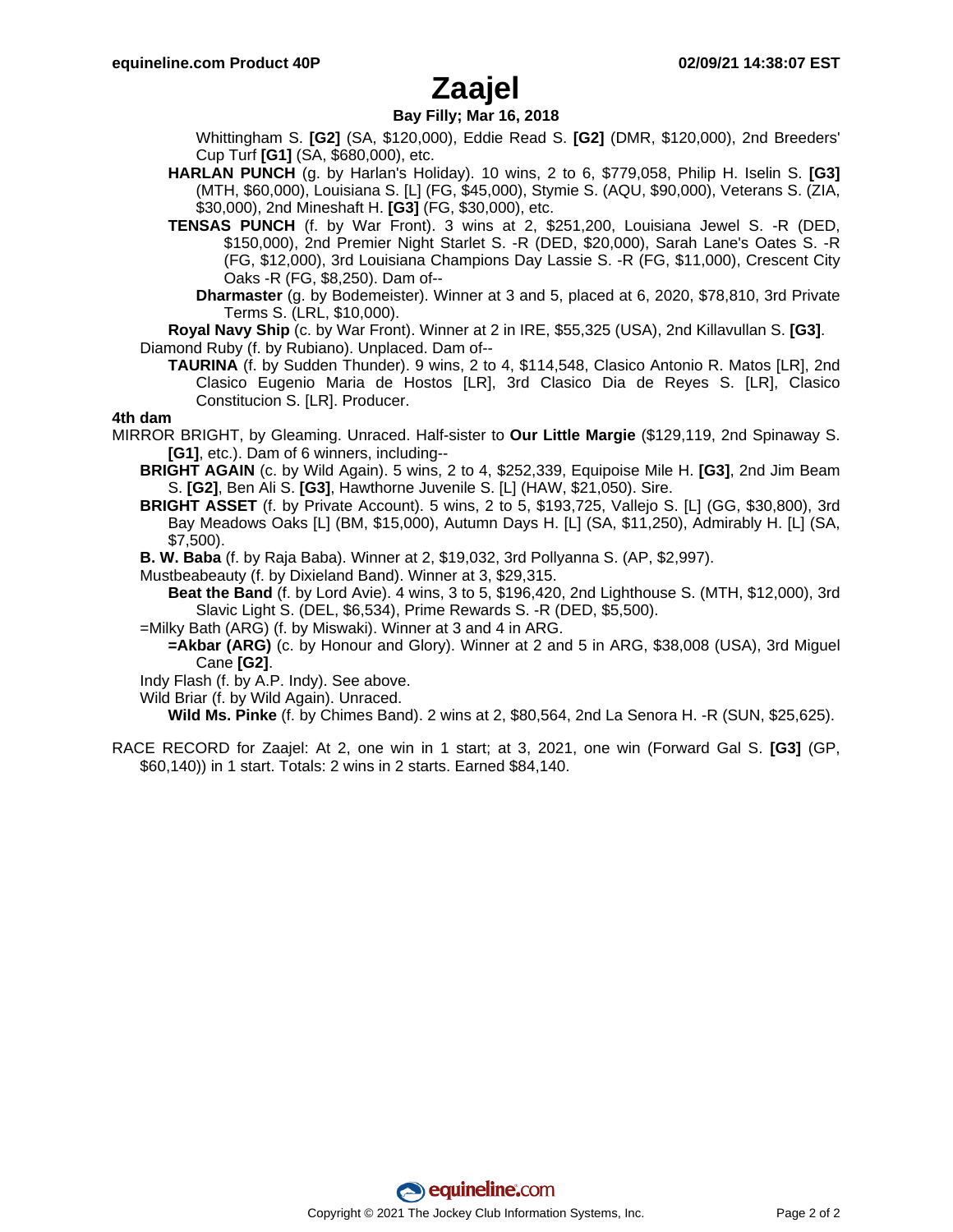# Zaajel

**Bay Filly; Mar 16, 2018**

Whittingham S. **[G2]** (SA, $120,000), Eddie Read S. **[G2]** (DMR, $120,000), 2nd Breeders' Cup Turf **[G1]** (SA, $680,000), etc.

**HARLAN PUNCH** (g. by Harlan's Holiday). 10 wins, 2 to 6, $779,058, Philip H. Iselin S. **[G3]** (MTH, $60,000), Louisiana S. [L] (FG, $45,000), Stymie S. (AQU, $90,000), Veterans S. (ZIA, $30,000), 2nd Mineshaft H. **[G3]** (FG, $30,000), etc.

**TENSAS PUNCH** (f. by War Front). 3 wins at 2, $251,200, Louisiana Jewel S. -R (DED, $150,000), 2nd Premier Night Starlet S. -R (DED, $20,000), Sarah Lane's Oates S. -R (FG, $12,000), 3rd Louisiana Champions Day Lassie S. -R (FG, $11,000), Crescent City Oaks -R (FG, $8,250). Dam of--

**Dharmaster** (g. by Bodemeister). Winner at 3 and 5, placed at 6, 2020, $78,810, 3rd Private Terms S. (LRL, $10,000).

**Royal Navy Ship** (c. by War Front). Winner at 2 in IRE, $55,325 (USA), 2nd Killavullan S. **[G3]**.

Diamond Ruby (f. by Rubiano). Unplaced. Dam of--

**TAURINA** (f. by Sudden Thunder). 9 wins, 2 to 4, $114,548, Clasico Antonio R. Matos [LR], 2nd Clasico Eugenio Maria de Hostos [LR], 3rd Clasico Dia de Reyes S. [LR], Clasico Constitucion S. [LR]. Producer.

**4th dam**

MIRROR BRIGHT, by Gleaming. Unraced. Half-sister to **Our Little Margie** ($129,119, 2nd Spinaway S. **[G1]**, etc.). Dam of 6 winners, including--

**BRIGHT AGAIN** (c. by Wild Again). 5 wins, 2 to 4, $252,339, Equipoise Mile H. **[G3]**, 2nd Jim Beam S. **[G2]**, Ben Ali S. **[G3]**, Hawthorne Juvenile S. [L] (HAW, $21,050). Sire.

**BRIGHT ASSET** (f. by Private Account). 5 wins, 2 to 5, $193,725, Vallejo S. [L] (GG, $30,800), 3rd Bay Meadows Oaks [L] (BM, $15,000), Autumn Days H. [L] (SA, $11,250), Admirably H. [L] (SA, $7,500).

**B. W. Baba** (f. by Raja Baba). Winner at 2, $19,032, 3rd Pollyanna S. (AP, $2,997).

Mustbeabeauty (f. by Dixieland Band). Winner at 3, $29,315.

**Beat the Band** (f. by Lord Avie). 4 wins, 3 to 5, $196,420, 2nd Lighthouse S. (MTH, $12,000), 3rd Slavic Light S. (DEL, $6,534), Prime Rewards S. -R (DED, $5,500).

=Milky Bath (ARG) (f. by Miswaki). Winner at 3 and 4 in ARG.

**=Akbar (ARG)** (c. by Honour and Glory). Winner at 2 and 5 in ARG, $38,008 (USA), 3rd Miguel Cane **[G2]**.

Indy Flash (f. by A.P. Indy). See above.

Wild Briar (f. by Wild Again). Unraced.

**Wild Ms. Pinke** (f. by Chimes Band). 2 wins at 2, $80,564, 2nd La Senora H. -R (SUN, $25,625).

RACE RECORD for Zaajel: At 2, one win in 1 start; at 3, 2021, one win (Forward Gal S. **[G3]** (GP, $60,140)) in 1 start. Totals: 2 wins in 2 starts. Earned $84,140.